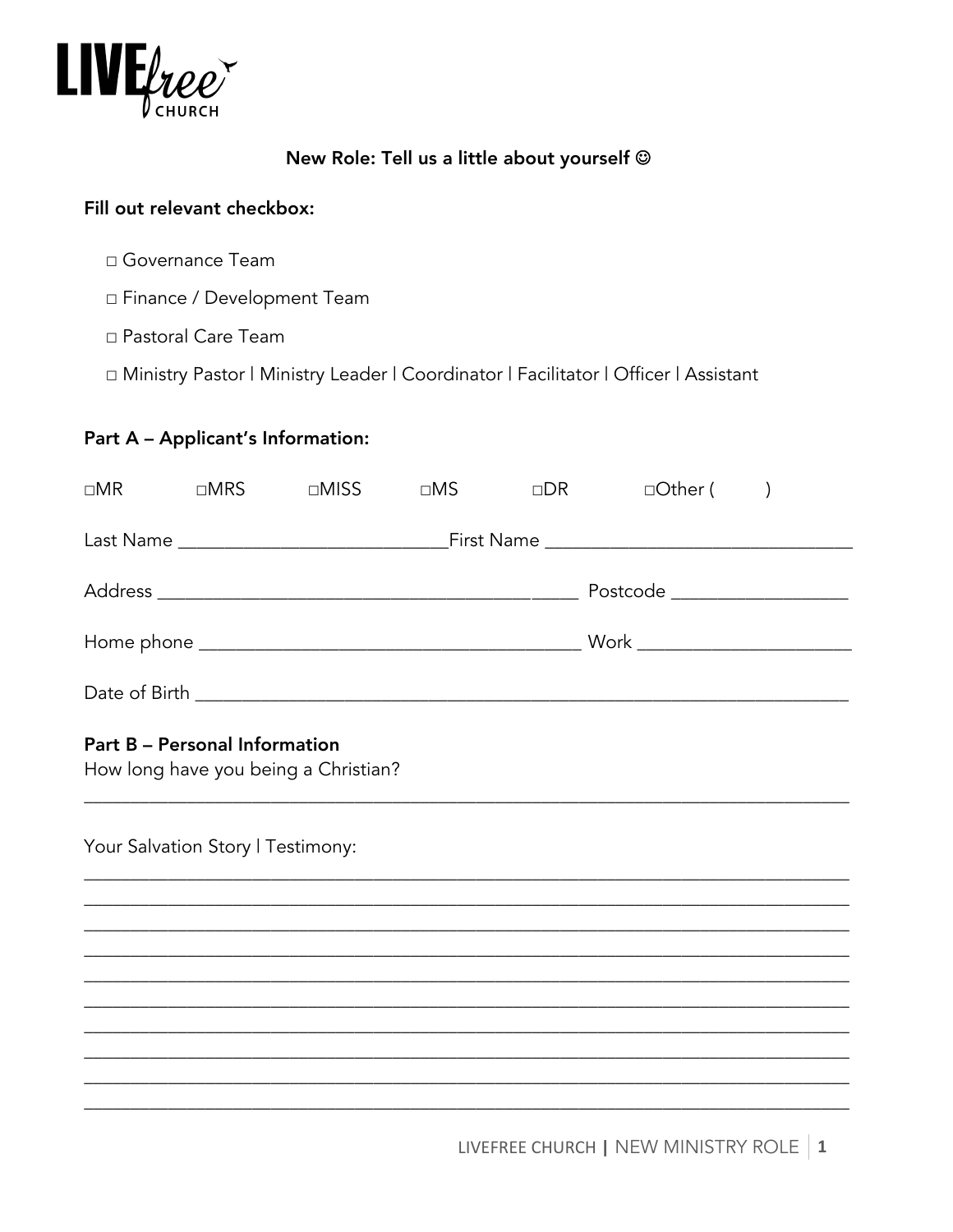LIVEfree CHURCH

## New Role: Tell us a little about yourself ☺

**Fill out relevant checkbox:**

□ Governance Team

□ Finance / Development Team

□ Pastoral Care Team

□ Ministry Pastor | Ministry Leader | Coordinator | Facilitator | Officer | Assistant

**Part A – Applicant's Information:**

□MR □MRS □MISS □MS □DR □Other ( )

Last Name ___________________________ First Name _______________________________

Address __________________________________________ Postcode __________________

Home phone ______________________________________ Work _____________________

Date of Birth _______________________________________________________________

**Part B – Personal Information**

How long have you being a Christian?

_______________________________________________________________________

Your Salvation Story | Testimony:

_______________________________________________________________________
_______________________________________________________________________
_______________________________________________________________________
_______________________________________________________________________
_______________________________________________________________________
_______________________________________________________________________
_______________________________________________________________________
_______________________________________________________________________
_______________________________________________________________________
_______________________________________________________________________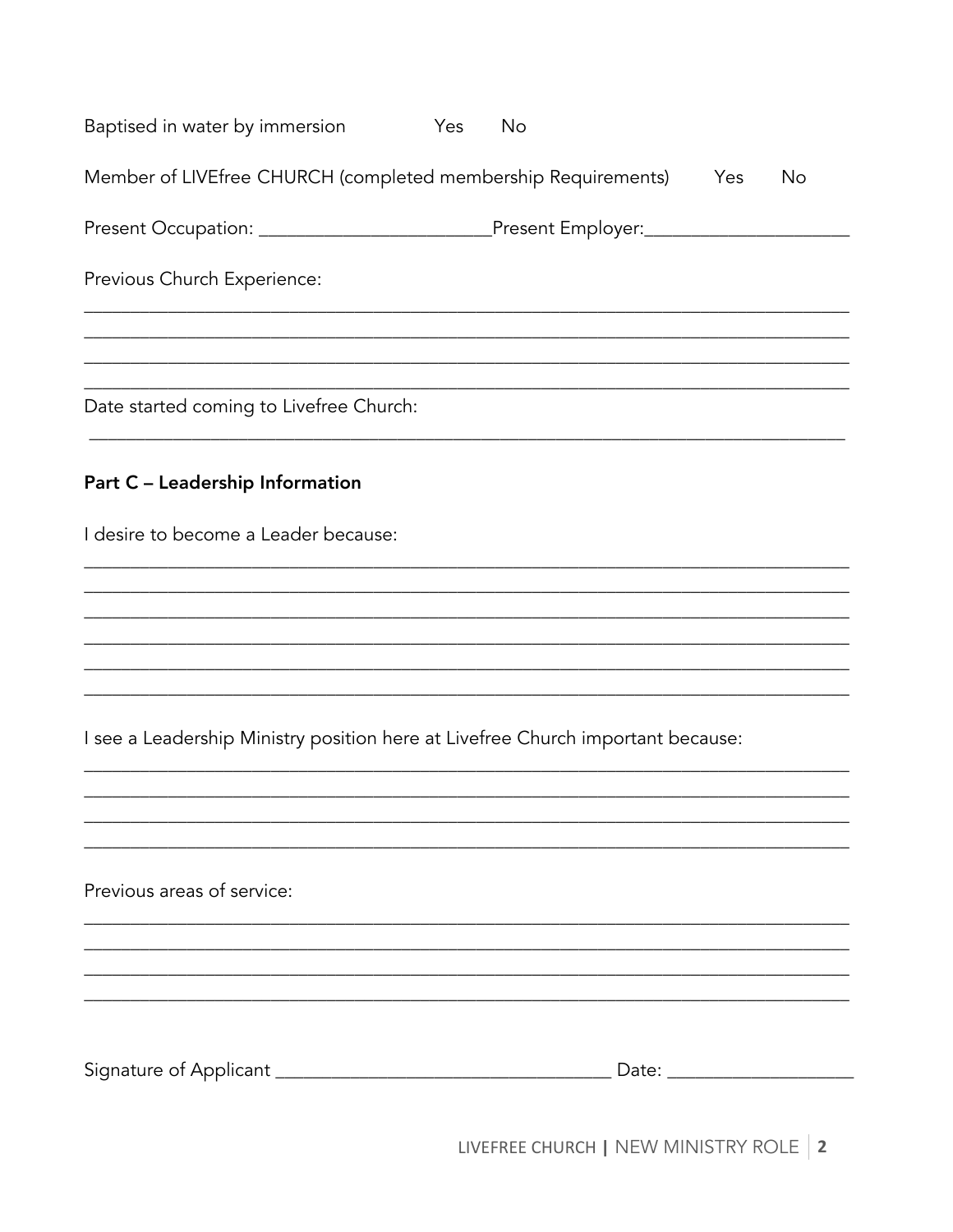Baptised in water by immersion    Yes    No

Member of LIVEfree CHURCH (completed membership Requirements)    Yes    No

Present Occupation: _______________________ Present Employer: ____________________

Previous Church Experience:

_______________________________________________________________________________

_______________________________________________________________________________

_______________________________________________________________________________

_______________________________________________________________________________

Date started coming to Livefree Church:

_______________________________________________________________________________

**Part C – Leadership Information**

I desire to become a Leader because:

_______________________________________________________________________________

_______________________________________________________________________________

_______________________________________________________________________________

_______________________________________________________________________________

_______________________________________________________________________________

_______________________________________________________________________________

I see a Leadership Ministry position here at Livefree Church important because:

_______________________________________________________________________________

_______________________________________________________________________________

_______________________________________________________________________________

_______________________________________________________________________________

Previous areas of service:

_______________________________________________________________________________

_______________________________________________________________________________

_______________________________________________________________________________

_______________________________________________________________________________

Signature of Applicant _________________________________ Date: __________________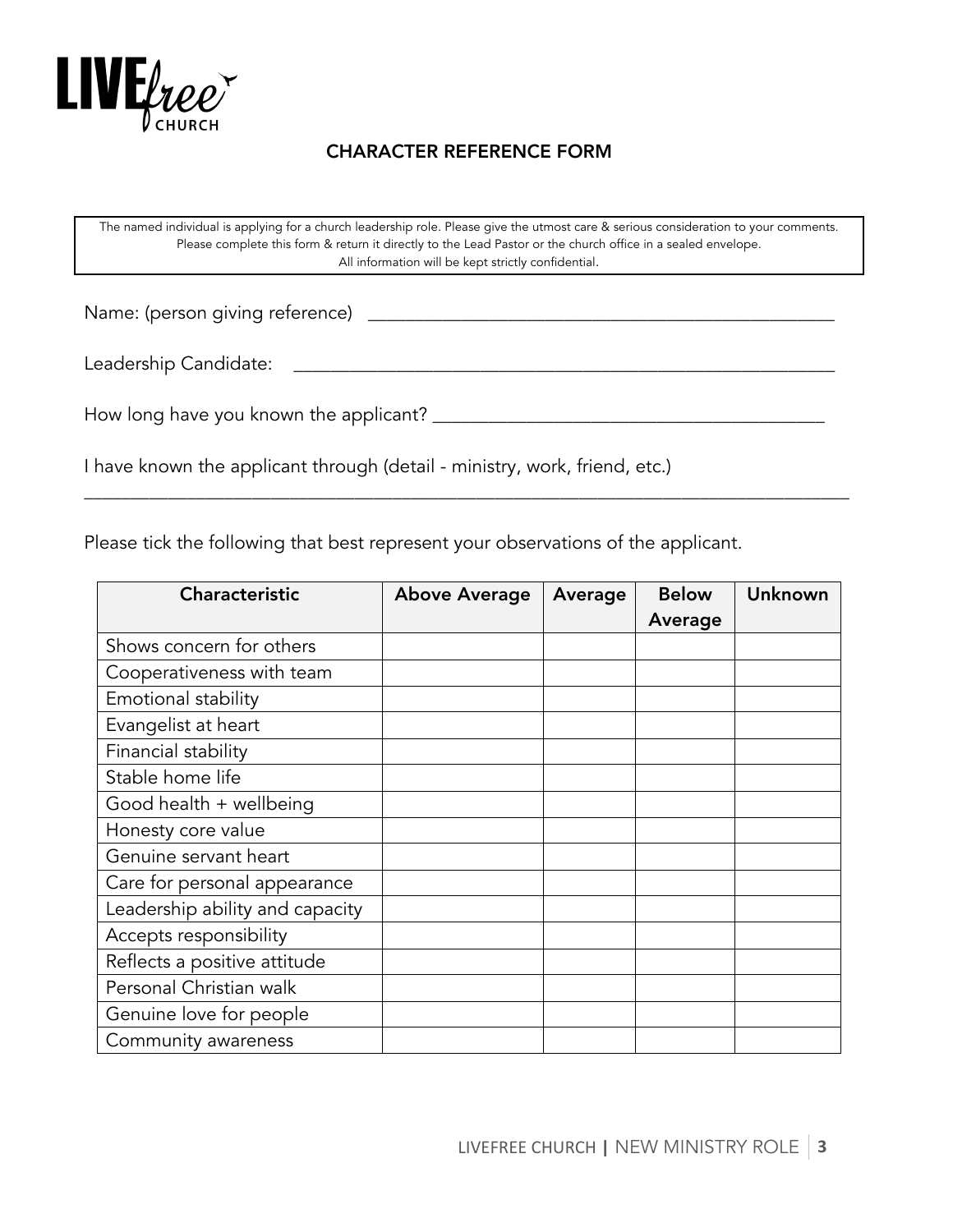LIVEfree CHURCH

## CHARACTER REFERENCE FORM

> The named individual is applying for a church leadership role. Please give the utmost care & serious consideration to your comments.
> Please complete this form & return it directly to the Lead Pastor or the church office in a sealed envelope.
> All information will be kept strictly confidential.

Name: (person giving reference) ___________________________________________________

Leadership Candidate: ___________________________________________________________

How long have you known the applicant? ________________________________________

I have known the applicant through (detail - ministry, work, friend, etc.)
_______________________________________________________________________________

Please tick the following that best represent your observations of the applicant.

| Characteristic | Above Average | Average | Below Average | Unknown |
|---|---|---|---|---|
| Shows concern for others | | | | |
| Cooperativeness with team | | | | |
| Emotional stability | | | | |
| Evangelist at heart | | | | |
| Financial stability | | | | |
| Stable home life | | | | |
| Good health + wellbeing | | | | |
| Honesty core value | | | | |
| Genuine servant heart | | | | |
| Care for personal appearance | | | | |
| Leadership ability and capacity | | | | |
| Accepts responsibility | | | | |
| Reflects a positive attitude | | | | |
| Personal Christian walk | | | | |
| Genuine love for people | | | | |
| Community awareness | | | | |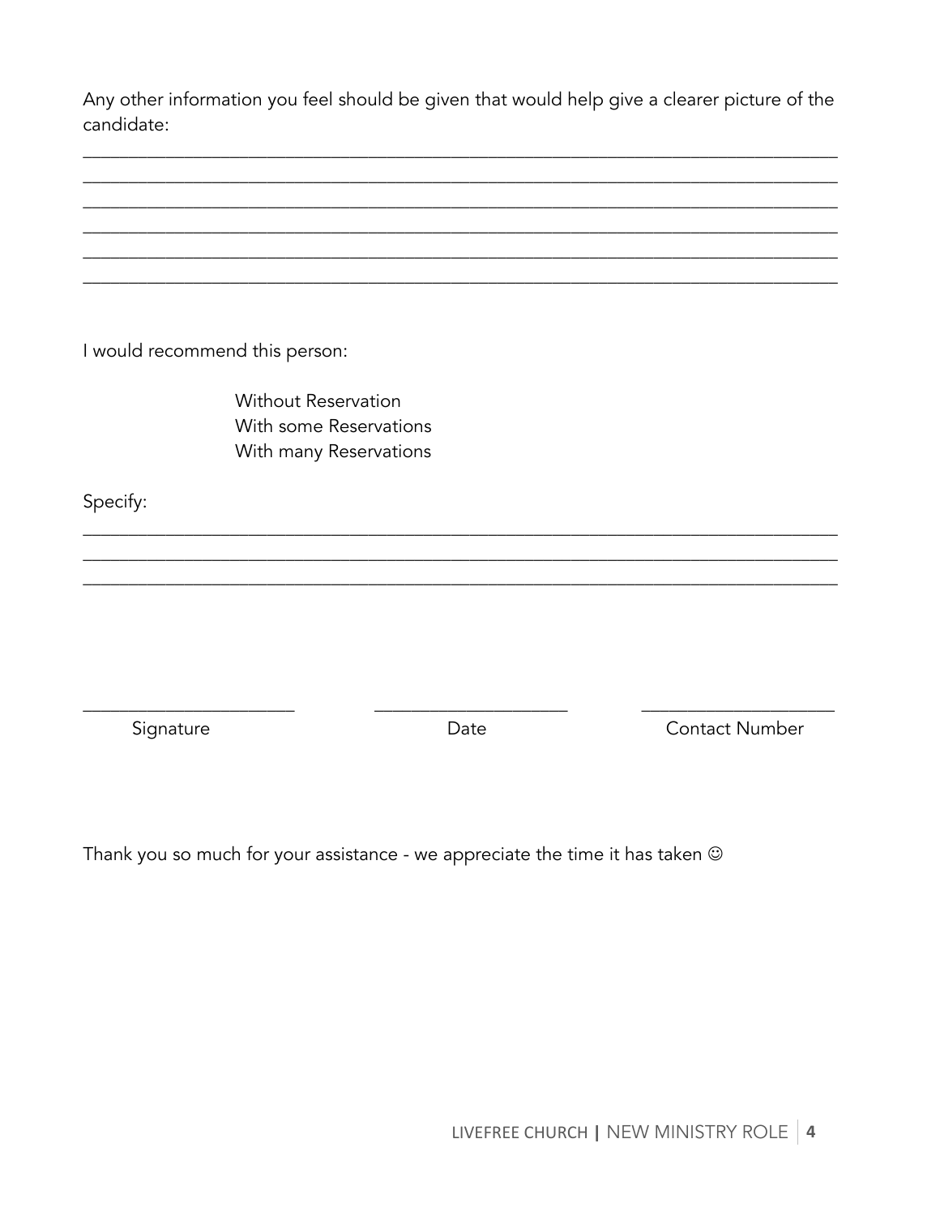Any other information you feel should be given that would help give a clearer picture of the candidate:

________________________________________________________________________________
________________________________________________________________________________
________________________________________________________________________________
________________________________________________________________________________
________________________________________________________________________________
________________________________________________________________________________

I would recommend this person:

Without Reservation
With some Reservations
With many Reservations

Specify:

________________________________________________________________________________
________________________________________________________________________________
________________________________________________________________________________

| | | |
|---|---|---|
| ______________________ | ____________________ | ____________________ |
| Signature | Date | Contact Number |

Thank you so much for your assistance - we appreciate the time it has taken ☺